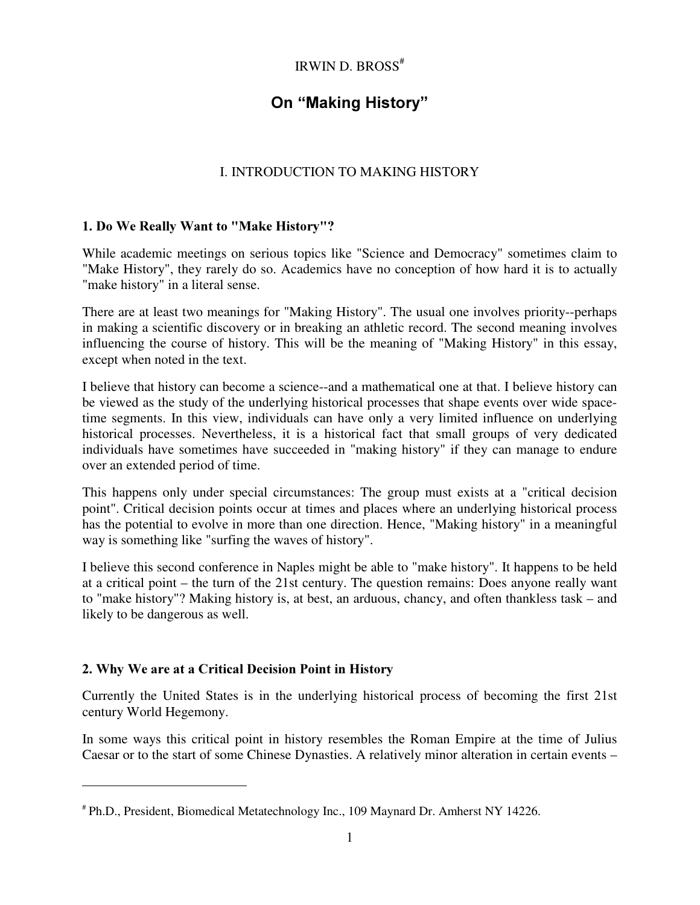IRWIN D. BROSS[#]

# On "Making History"

## I. INTRODUCTION TO MAKING HISTORY

### 1. Do We Really Want to "Make History"?

While academic meetings on serious topics like "Science and Democracy" sometimes claim to "Make History", they rarely do so. Academics have no conception of how hard it is to actually "make history" in a literal sense.

There are at least two meanings for "Making History". The usual one involves priority--perhaps in making a scientific discovery or in breaking an athletic record. The second meaning involves influencing the course of history. This will be the meaning of "Making History" in this essay, except when noted in the text.

I believe that history can become a science--and a mathematical one at that. I believe history can be viewed as the study of the underlying historical processes that shape events over wide space-time segments. In this view, individuals can have only a very limited influence on underlying historical processes. Nevertheless, it is a historical fact that small groups of very dedicated individuals have sometimes have succeeded in "making history" if they can manage to endure over an extended period of time.

This happens only under special circumstances: The group must exists at a "critical decision point". Critical decision points occur at times and places where an underlying historical process has the potential to evolve in more than one direction. Hence, "Making history" in a meaningful way is something like "surfing the waves of history".

I believe this second conference in Naples might be able to "make history". It happens to be held at a critical point – the turn of the 21st century. The question remains: Does anyone really want to "make history"? Making history is, at best, an arduous, chancy, and often thankless task – and likely to be dangerous as well.

### 2. Why We are at a Critical Decision Point in History

Currently the United States is in the underlying historical process of becoming the first 21st century World Hegemony.

In some ways this critical point in history resembles the Roman Empire at the time of Julius Caesar or to the start of some Chinese Dynasties. A relatively minor alteration in certain events –

---

[#] Ph.D., President, Biomedical Metatechnology Inc., 109 Maynard Dr. Amherst NY 14226.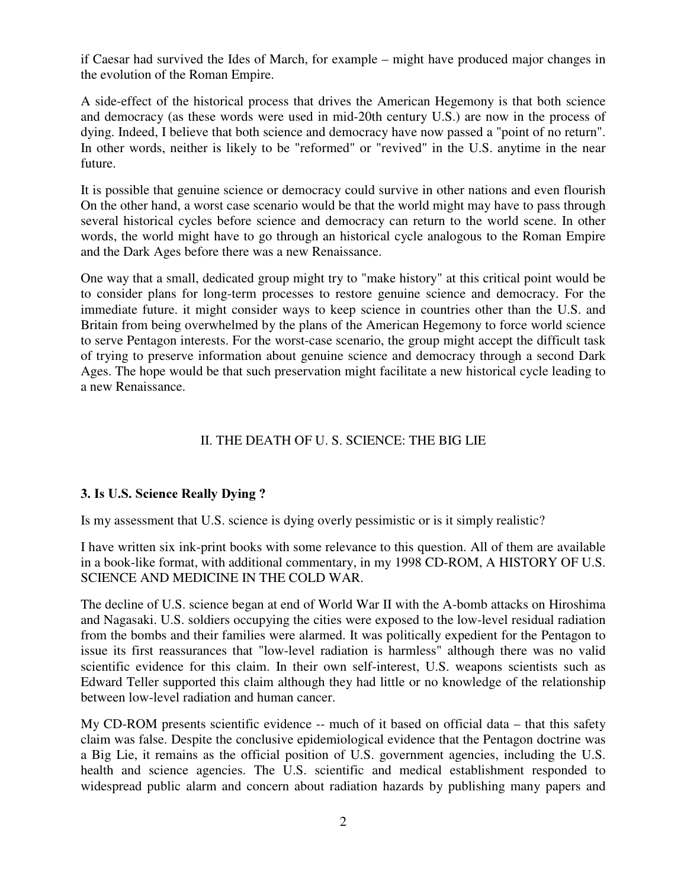if Caesar had survived the Ides of March, for example – might have produced major changes in the evolution of the Roman Empire.

A side-effect of the historical process that drives the American Hegemony is that both science and democracy (as these words were used in mid-20th century U.S.) are now in the process of dying. Indeed, I believe that both science and democracy have now passed a "point of no return". In other words, neither is likely to be "reformed" or "revived" in the U.S. anytime in the near future.

It is possible that genuine science or democracy could survive in other nations and even flourish On the other hand, a worst case scenario would be that the world might may have to pass through several historical cycles before science and democracy can return to the world scene. In other words, the world might have to go through an historical cycle analogous to the Roman Empire and the Dark Ages before there was a new Renaissance.

One way that a small, dedicated group might try to "make history" at this critical point would be to consider plans for long-term processes to restore genuine science and democracy. For the immediate future. it might consider ways to keep science in countries other than the U.S. and Britain from being overwhelmed by the plans of the American Hegemony to force world science to serve Pentagon interests. For the worst-case scenario, the group might accept the difficult task of trying to preserve information about genuine science and democracy through a second Dark Ages. The hope would be that such preservation might facilitate a new historical cycle leading to a new Renaissance.

## II. THE DEATH OF U. S. SCIENCE: THE BIG LIE

### 3. Is U.S. Science Really Dying ?

Is my assessment that U.S. science is dying overly pessimistic or is it simply realistic?

I have written six ink-print books with some relevance to this question. All of them are available in a book-like format, with additional commentary, in my 1998 CD-ROM, A HISTORY OF U.S. SCIENCE AND MEDICINE IN THE COLD WAR.

The decline of U.S. science began at end of World War II with the A-bomb attacks on Hiroshima and Nagasaki. U.S. soldiers occupying the cities were exposed to the low-level residual radiation from the bombs and their families were alarmed. It was politically expedient for the Pentagon to issue its first reassurances that "low-level radiation is harmless" although there was no valid scientific evidence for this claim. In their own self-interest, U.S. weapons scientists such as Edward Teller supported this claim although they had little or no knowledge of the relationship between low-level radiation and human cancer.

My CD-ROM presents scientific evidence -- much of it based on official data – that this safety claim was false. Despite the conclusive epidemiological evidence that the Pentagon doctrine was a Big Lie, it remains as the official position of U.S. government agencies, including the U.S. health and science agencies. The U.S. scientific and medical establishment responded to widespread public alarm and concern about radiation hazards by publishing many papers and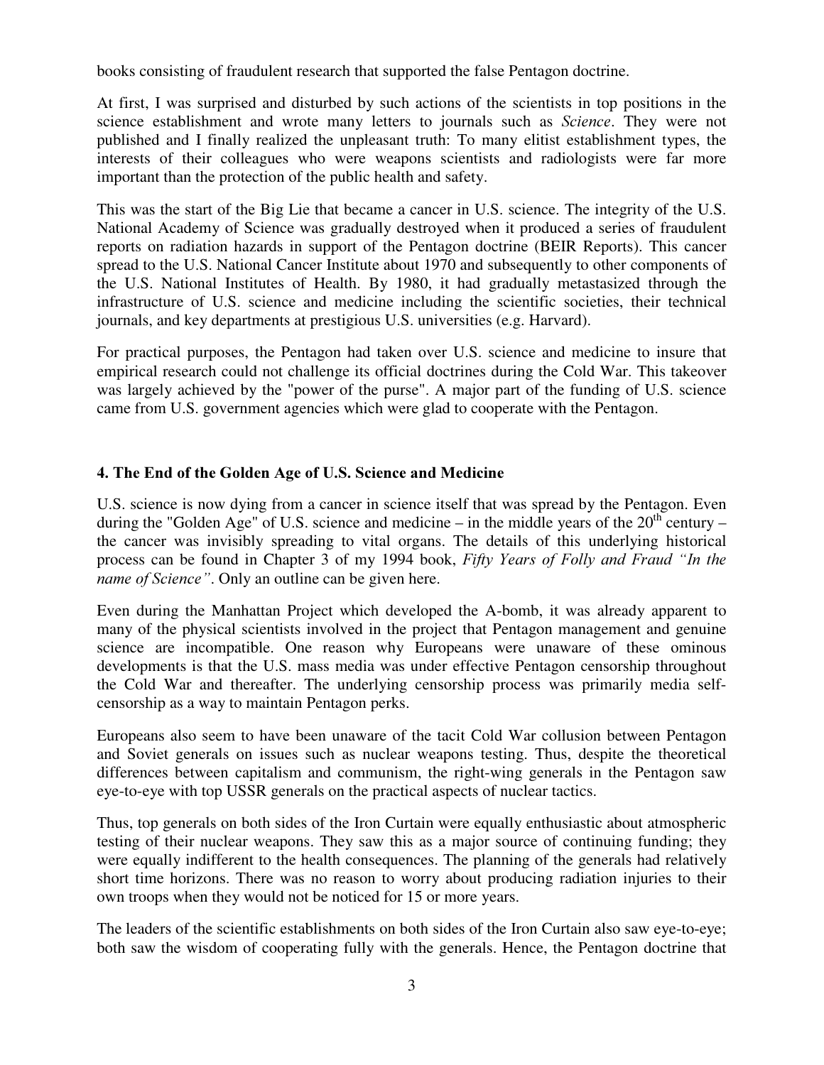books consisting of fraudulent research that supported the false Pentagon doctrine.

At first, I was surprised and disturbed by such actions of the scientists in top positions in the science establishment and wrote many letters to journals such as *Science*. They were not published and I finally realized the unpleasant truth: To many elitist establishment types, the interests of their colleagues who were weapons scientists and radiologists were far more important than the protection of the public health and safety.

This was the start of the Big Lie that became a cancer in U.S. science. The integrity of the U.S. National Academy of Science was gradually destroyed when it produced a series of fraudulent reports on radiation hazards in support of the Pentagon doctrine (BEIR Reports). This cancer spread to the U.S. National Cancer Institute about 1970 and subsequently to other components of the U.S. National Institutes of Health. By 1980, it had gradually metastasized through the infrastructure of U.S. science and medicine including the scientific societies, their technical journals, and key departments at prestigious U.S. universities (e.g. Harvard).

For practical purposes, the Pentagon had taken over U.S. science and medicine to insure that empirical research could not challenge its official doctrines during the Cold War. This takeover was largely achieved by the "power of the purse". A major part of the funding of U.S. science came from U.S. government agencies which were glad to cooperate with the Pentagon.

## 4. The End of the Golden Age of U.S. Science and Medicine

U.S. science is now dying from a cancer in science itself that was spread by the Pentagon. Even during the "Golden Age" of U.S. science and medicine – in the middle years of the 20th century – the cancer was invisibly spreading to vital organs. The details of this underlying historical process can be found in Chapter 3 of my 1994 book, *Fifty Years of Folly and Fraud "In the name of Science"*. Only an outline can be given here.

Even during the Manhattan Project which developed the A-bomb, it was already apparent to many of the physical scientists involved in the project that Pentagon management and genuine science are incompatible. One reason why Europeans were unaware of these ominous developments is that the U.S. mass media was under effective Pentagon censorship throughout the Cold War and thereafter. The underlying censorship process was primarily media self-censorship as a way to maintain Pentagon perks.

Europeans also seem to have been unaware of the tacit Cold War collusion between Pentagon and Soviet generals on issues such as nuclear weapons testing. Thus, despite the theoretical differences between capitalism and communism, the right-wing generals in the Pentagon saw eye-to-eye with top USSR generals on the practical aspects of nuclear tactics.

Thus, top generals on both sides of the Iron Curtain were equally enthusiastic about atmospheric testing of their nuclear weapons. They saw this as a major source of continuing funding; they were equally indifferent to the health consequences. The planning of the generals had relatively short time horizons. There was no reason to worry about producing radiation injuries to their own troops when they would not be noticed for 15 or more years.

The leaders of the scientific establishments on both sides of the Iron Curtain also saw eye-to-eye; both saw the wisdom of cooperating fully with the generals. Hence, the Pentagon doctrine that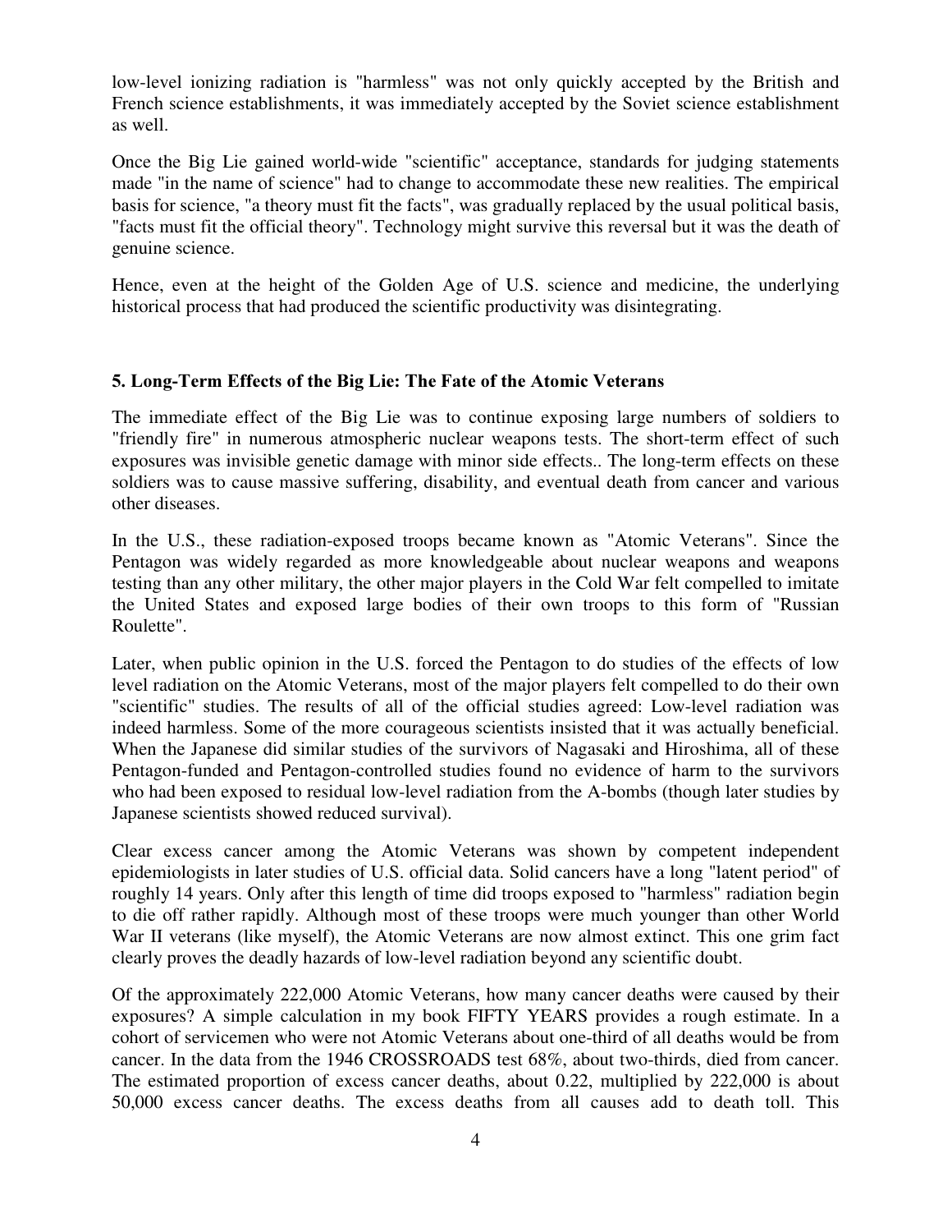low-level ionizing radiation is "harmless" was not only quickly accepted by the British and French science establishments, it was immediately accepted by the Soviet science establishment as well.

Once the Big Lie gained world-wide "scientific" acceptance, standards for judging statements made "in the name of science" had to change to accommodate these new realities. The empirical basis for science, "a theory must fit the facts", was gradually replaced by the usual political basis, "facts must fit the official theory". Technology might survive this reversal but it was the death of genuine science.

Hence, even at the height of the Golden Age of U.S. science and medicine, the underlying historical process that had produced the scientific productivity was disintegrating.

### 5. Long-Term Effects of the Big Lie: The Fate of the Atomic Veterans

The immediate effect of the Big Lie was to continue exposing large numbers of soldiers to "friendly fire" in numerous atmospheric nuclear weapons tests. The short-term effect of such exposures was invisible genetic damage with minor side effects.. The long-term effects on these soldiers was to cause massive suffering, disability, and eventual death from cancer and various other diseases.

In the U.S., these radiation-exposed troops became known as "Atomic Veterans". Since the Pentagon was widely regarded as more knowledgeable about nuclear weapons and weapons testing than any other military, the other major players in the Cold War felt compelled to imitate the United States and exposed large bodies of their own troops to this form of "Russian Roulette".

Later, when public opinion in the U.S. forced the Pentagon to do studies of the effects of low level radiation on the Atomic Veterans, most of the major players felt compelled to do their own "scientific" studies. The results of all of the official studies agreed: Low-level radiation was indeed harmless. Some of the more courageous scientists insisted that it was actually beneficial. When the Japanese did similar studies of the survivors of Nagasaki and Hiroshima, all of these Pentagon-funded and Pentagon-controlled studies found no evidence of harm to the survivors who had been exposed to residual low-level radiation from the A-bombs (though later studies by Japanese scientists showed reduced survival).

Clear excess cancer among the Atomic Veterans was shown by competent independent epidemiologists in later studies of U.S. official data. Solid cancers have a long "latent period" of roughly 14 years. Only after this length of time did troops exposed to "harmless" radiation begin to die off rather rapidly. Although most of these troops were much younger than other World War II veterans (like myself), the Atomic Veterans are now almost extinct. This one grim fact clearly proves the deadly hazards of low-level radiation beyond any scientific doubt.

Of the approximately 222,000 Atomic Veterans, how many cancer deaths were caused by their exposures? A simple calculation in my book FIFTY YEARS provides a rough estimate. In a cohort of servicemen who were not Atomic Veterans about one-third of all deaths would be from cancer. In the data from the 1946 CROSSROADS test 68%, about two-thirds, died from cancer. The estimated proportion of excess cancer deaths, about 0.22, multiplied by 222,000 is about 50,000 excess cancer deaths. The excess deaths from all causes add to death toll. This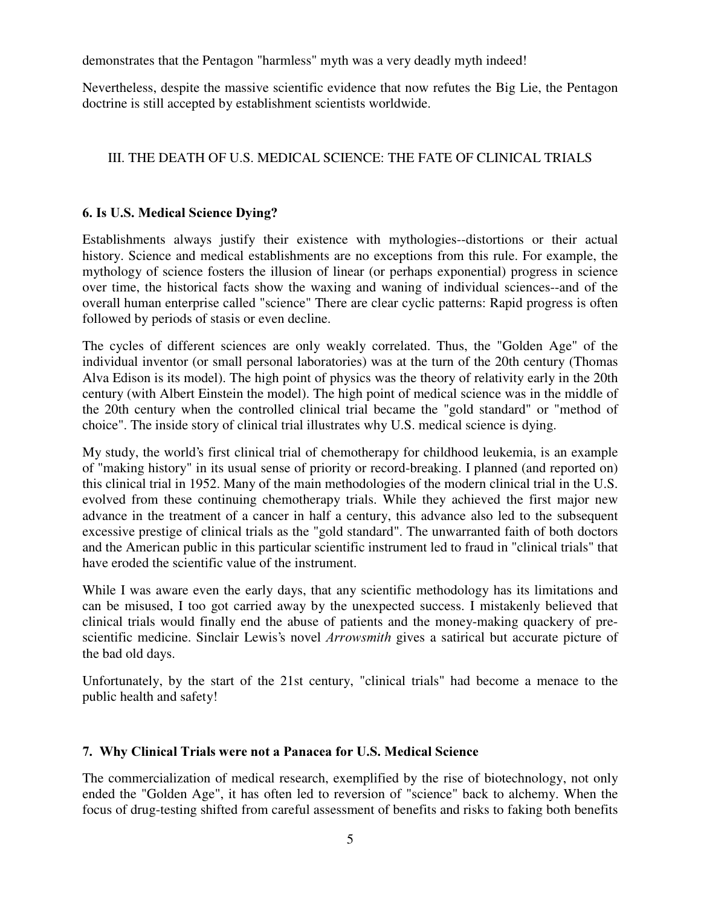demonstrates that the Pentagon "harmless" myth was a very deadly myth indeed!

Nevertheless, despite the massive scientific evidence that now refutes the Big Lie, the Pentagon doctrine is still accepted by establishment scientists worldwide.

## III. THE DEATH OF U.S. MEDICAL SCIENCE: THE FATE OF CLINICAL TRIALS

### 6. Is U.S. Medical Science Dying?

Establishments always justify their existence with mythologies--distortions or their actual history. Science and medical establishments are no exceptions from this rule. For example, the mythology of science fosters the illusion of linear (or perhaps exponential) progress in science over time, the historical facts show the waxing and waning of individual sciences--and of the overall human enterprise called "science" There are clear cyclic patterns: Rapid progress is often followed by periods of stasis or even decline.

The cycles of different sciences are only weakly correlated. Thus, the "Golden Age" of the individual inventor (or small personal laboratories) was at the turn of the 20th century (Thomas Alva Edison is its model). The high point of physics was the theory of relativity early in the 20th century (with Albert Einstein the model). The high point of medical science was in the middle of the 20th century when the controlled clinical trial became the "gold standard" or "method of choice". The inside story of clinical trial illustrates why U.S. medical science is dying.

My study, the world's first clinical trial of chemotherapy for childhood leukemia, is an example of "making history" in its usual sense of priority or record-breaking. I planned (and reported on) this clinical trial in 1952. Many of the main methodologies of the modern clinical trial in the U.S. evolved from these continuing chemotherapy trials. While they achieved the first major new advance in the treatment of a cancer in half a century, this advance also led to the subsequent excessive prestige of clinical trials as the "gold standard". The unwarranted faith of both doctors and the American public in this particular scientific instrument led to fraud in "clinical trials" that have eroded the scientific value of the instrument.

While I was aware even the early days, that any scientific methodology has its limitations and can be misused, I too got carried away by the unexpected success. I mistakenly believed that clinical trials would finally end the abuse of patients and the money-making quackery of pre-scientific medicine. Sinclair Lewis's novel *Arrowsmith* gives a satirical but accurate picture of the bad old days.

Unfortunately, by the start of the 21st century, "clinical trials" had become a menace to the public health and safety!

### 7. Why Clinical Trials were not a Panacea for U.S. Medical Science

The commercialization of medical research, exemplified by the rise of biotechnology, not only ended the "Golden Age", it has often led to reversion of "science" back to alchemy. When the focus of drug-testing shifted from careful assessment of benefits and risks to faking both benefits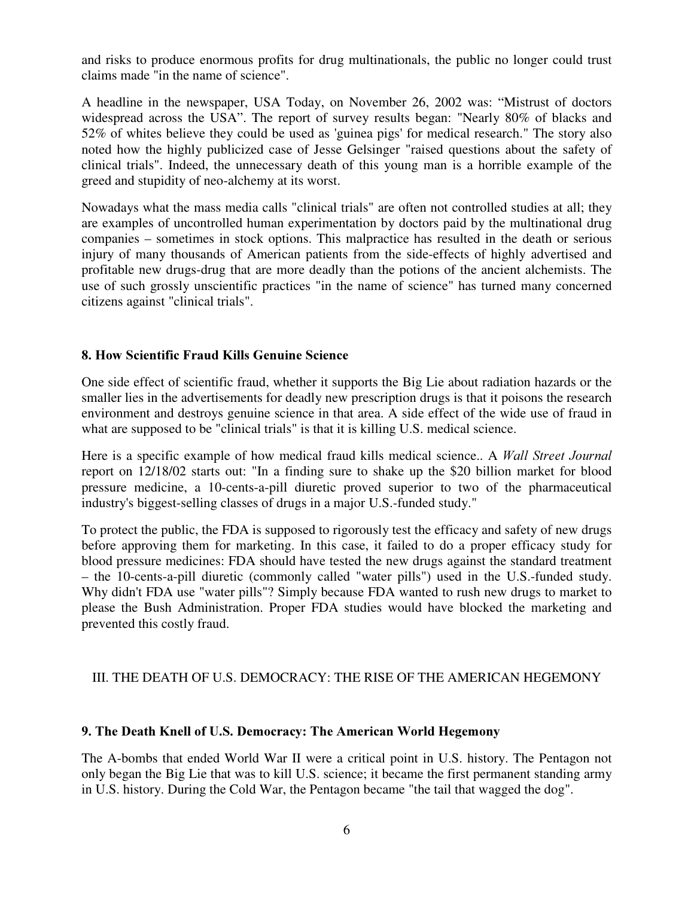and risks to produce enormous profits for drug multinationals, the public no longer could trust claims made "in the name of science".

A headline in the newspaper, USA Today, on November 26, 2002 was: “Mistrust of doctors widespread across the USA”. The report of survey results began: "Nearly 80% of blacks and 52% of whites believe they could be used as 'guinea pigs' for medical research." The story also noted how the highly publicized case of Jesse Gelsinger "raised questions about the safety of clinical trials". Indeed, the unnecessary death of this young man is a horrible example of the greed and stupidity of neo-alchemy at its worst.

Nowadays what the mass media calls "clinical trials" are often not controlled studies at all; they are examples of uncontrolled human experimentation by doctors paid by the multinational drug companies – sometimes in stock options. This malpractice has resulted in the death or serious injury of many thousands of American patients from the side-effects of highly advertised and profitable new drugs-drug that are more deadly than the potions of the ancient alchemists. The use of such grossly unscientific practices "in the name of science" has turned many concerned citizens against "clinical trials".

### 8. How Scientific Fraud Kills Genuine Science

One side effect of scientific fraud, whether it supports the Big Lie about radiation hazards or the smaller lies in the advertisements for deadly new prescription drugs is that it poisons the research environment and destroys genuine science in that area. A side effect of the wide use of fraud in what are supposed to be "clinical trials" is that it is killing U.S. medical science.

Here is a specific example of how medical fraud kills medical science.. A *Wall Street Journal* report on 12/18/02 starts out: "In a finding sure to shake up the $20 billion market for blood pressure medicine, a 10-cents-a-pill diuretic proved superior to two of the pharmaceutical industry's biggest-selling classes of drugs in a major U.S.-funded study."

To protect the public, the FDA is supposed to rigorously test the efficacy and safety of new drugs before approving them for marketing. In this case, it failed to do a proper efficacy study for blood pressure medicines: FDA should have tested the new drugs against the standard treatment – the 10-cents-a-pill diuretic (commonly called "water pills") used in the U.S.-funded study. Why didn't FDA use "water pills"? Simply because FDA wanted to rush new drugs to market to please the Bush Administration. Proper FDA studies would have blocked the marketing and prevented this costly fraud.

## III. THE DEATH OF U.S. DEMOCRACY: THE RISE OF THE AMERICAN HEGEMONY

### 9. The Death Knell of U.S. Democracy: The American World Hegemony

The A-bombs that ended World War II were a critical point in U.S. history. The Pentagon not only began the Big Lie that was to kill U.S. science; it became the first permanent standing army in U.S. history. During the Cold War, the Pentagon became "the tail that wagged the dog".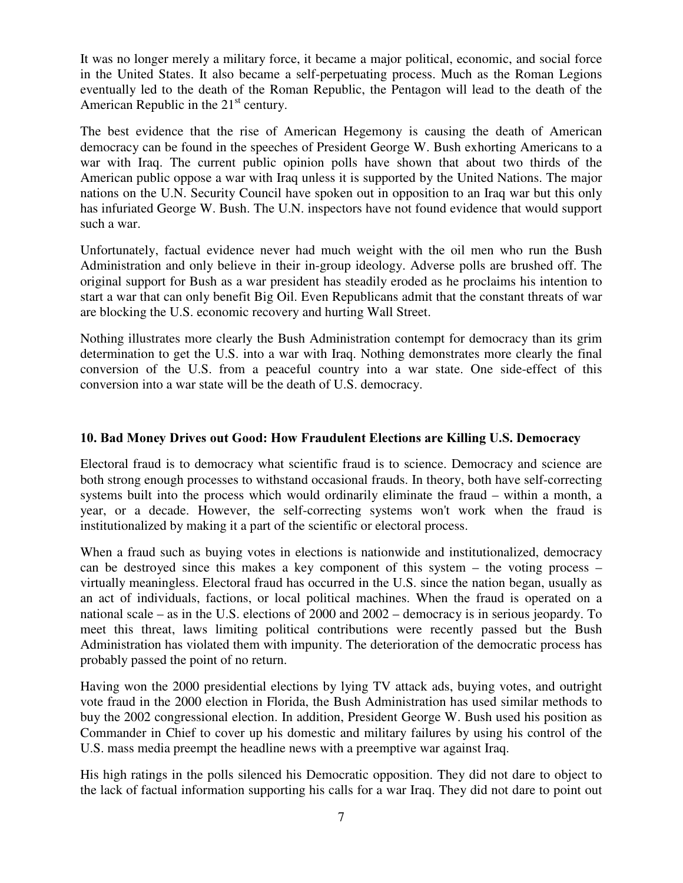It was no longer merely a military force, it became a major political, economic, and social force in the United States. It also became a self-perpetuating process. Much as the Roman Legions eventually led to the death of the Roman Republic, the Pentagon will lead to the death of the American Republic in the 21st century.

The best evidence that the rise of American Hegemony is causing the death of American democracy can be found in the speeches of President George W. Bush exhorting Americans to a war with Iraq. The current public opinion polls have shown that about two thirds of the American public oppose a war with Iraq unless it is supported by the United Nations. The major nations on the U.N. Security Council have spoken out in opposition to an Iraq war but this only has infuriated George W. Bush. The U.N. inspectors have not found evidence that would support such a war.

Unfortunately, factual evidence never had much weight with the oil men who run the Bush Administration and only believe in their in-group ideology. Adverse polls are brushed off. The original support for Bush as a war president has steadily eroded as he proclaims his intention to start a war that can only benefit Big Oil. Even Republicans admit that the constant threats of war are blocking the U.S. economic recovery and hurting Wall Street.

Nothing illustrates more clearly the Bush Administration contempt for democracy than its grim determination to get the U.S. into a war with Iraq. Nothing demonstrates more clearly the final conversion of the U.S. from a peaceful country into a war state. One side-effect of this conversion into a war state will be the death of U.S. democracy.

### 10. Bad Money Drives out Good: How Fraudulent Elections are Killing U.S. Democracy

Electoral fraud is to democracy what scientific fraud is to science. Democracy and science are both strong enough processes to withstand occasional frauds. In theory, both have self-correcting systems built into the process which would ordinarily eliminate the fraud – within a month, a year, or a decade. However, the self-correcting systems won't work when the fraud is institutionalized by making it a part of the scientific or electoral process.

When a fraud such as buying votes in elections is nationwide and institutionalized, democracy can be destroyed since this makes a key component of this system – the voting process – virtually meaningless. Electoral fraud has occurred in the U.S. since the nation began, usually as an act of individuals, factions, or local political machines. When the fraud is operated on a national scale – as in the U.S. elections of 2000 and 2002 – democracy is in serious jeopardy. To meet this threat, laws limiting political contributions were recently passed but the Bush Administration has violated them with impunity. The deterioration of the democratic process has probably passed the point of no return.

Having won the 2000 presidential elections by lying TV attack ads, buying votes, and outright vote fraud in the 2000 election in Florida, the Bush Administration has used similar methods to buy the 2002 congressional election. In addition, President George W. Bush used his position as Commander in Chief to cover up his domestic and military failures by using his control of the U.S. mass media preempt the headline news with a preemptive war against Iraq.

His high ratings in the polls silenced his Democratic opposition. They did not dare to object to the lack of factual information supporting his calls for a war Iraq. They did not dare to point out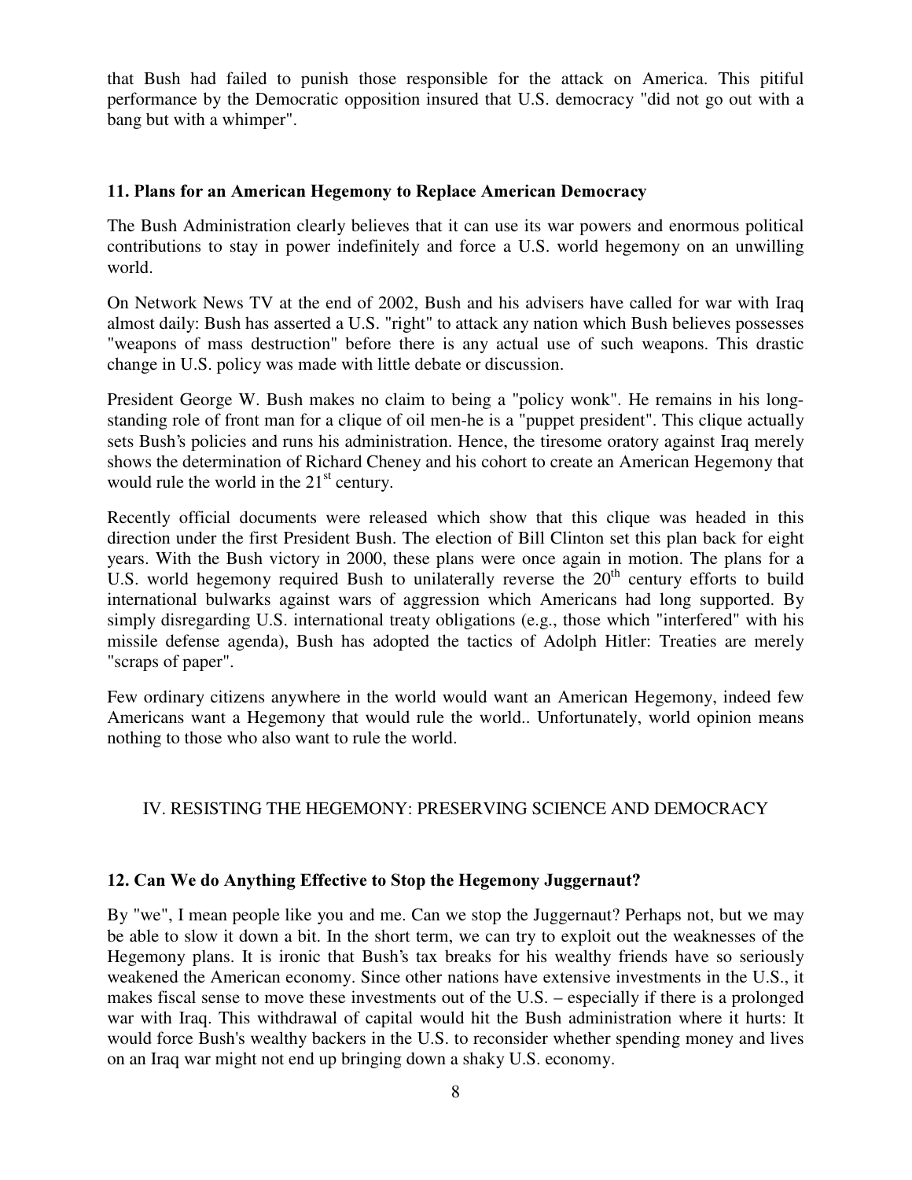that Bush had failed to punish those responsible for the attack on America. This pitiful performance by the Democratic opposition insured that U.S. democracy "did not go out with a bang but with a whimper".

## 11. Plans for an American Hegemony to Replace American Democracy

The Bush Administration clearly believes that it can use its war powers and enormous political contributions to stay in power indefinitely and force a U.S. world hegemony on an unwilling world.

On Network News TV at the end of 2002, Bush and his advisers have called for war with Iraq almost daily: Bush has asserted a U.S. "right" to attack any nation which Bush believes possesses "weapons of mass destruction" before there is any actual use of such weapons. This drastic change in U.S. policy was made with little debate or discussion.

President George W. Bush makes no claim to being a "policy wonk". He remains in his long-standing role of front man for a clique of oil men-he is a "puppet president". This clique actually sets Bush's policies and runs his administration. Hence, the tiresome oratory against Iraq merely shows the determination of Richard Cheney and his cohort to create an American Hegemony that would rule the world in the 21st century.

Recently official documents were released which show that this clique was headed in this direction under the first President Bush. The election of Bill Clinton set this plan back for eight years. With the Bush victory in 2000, these plans were once again in motion. The plans for a U.S. world hegemony required Bush to unilaterally reverse the 20th century efforts to build international bulwarks against wars of aggression which Americans had long supported. By simply disregarding U.S. international treaty obligations (e.g., those which "interfered" with his missile defense agenda), Bush has adopted the tactics of Adolph Hitler: Treaties are merely "scraps of paper".

Few ordinary citizens anywhere in the world would want an American Hegemony, indeed few Americans want a Hegemony that would rule the world.. Unfortunately, world opinion means nothing to those who also want to rule the world.

# IV. RESISTING THE HEGEMONY: PRESERVING SCIENCE AND DEMOCRACY

## 12. Can We do Anything Effective to Stop the Hegemony Juggernaut?

By "we", I mean people like you and me. Can we stop the Juggernaut? Perhaps not, but we may be able to slow it down a bit. In the short term, we can try to exploit out the weaknesses of the Hegemony plans. It is ironic that Bush's tax breaks for his wealthy friends have so seriously weakened the American economy. Since other nations have extensive investments in the U.S., it makes fiscal sense to move these investments out of the U.S. – especially if there is a prolonged war with Iraq. This withdrawal of capital would hit the Bush administration where it hurts: It would force Bush's wealthy backers in the U.S. to reconsider whether spending money and lives on an Iraq war might not end up bringing down a shaky U.S. economy.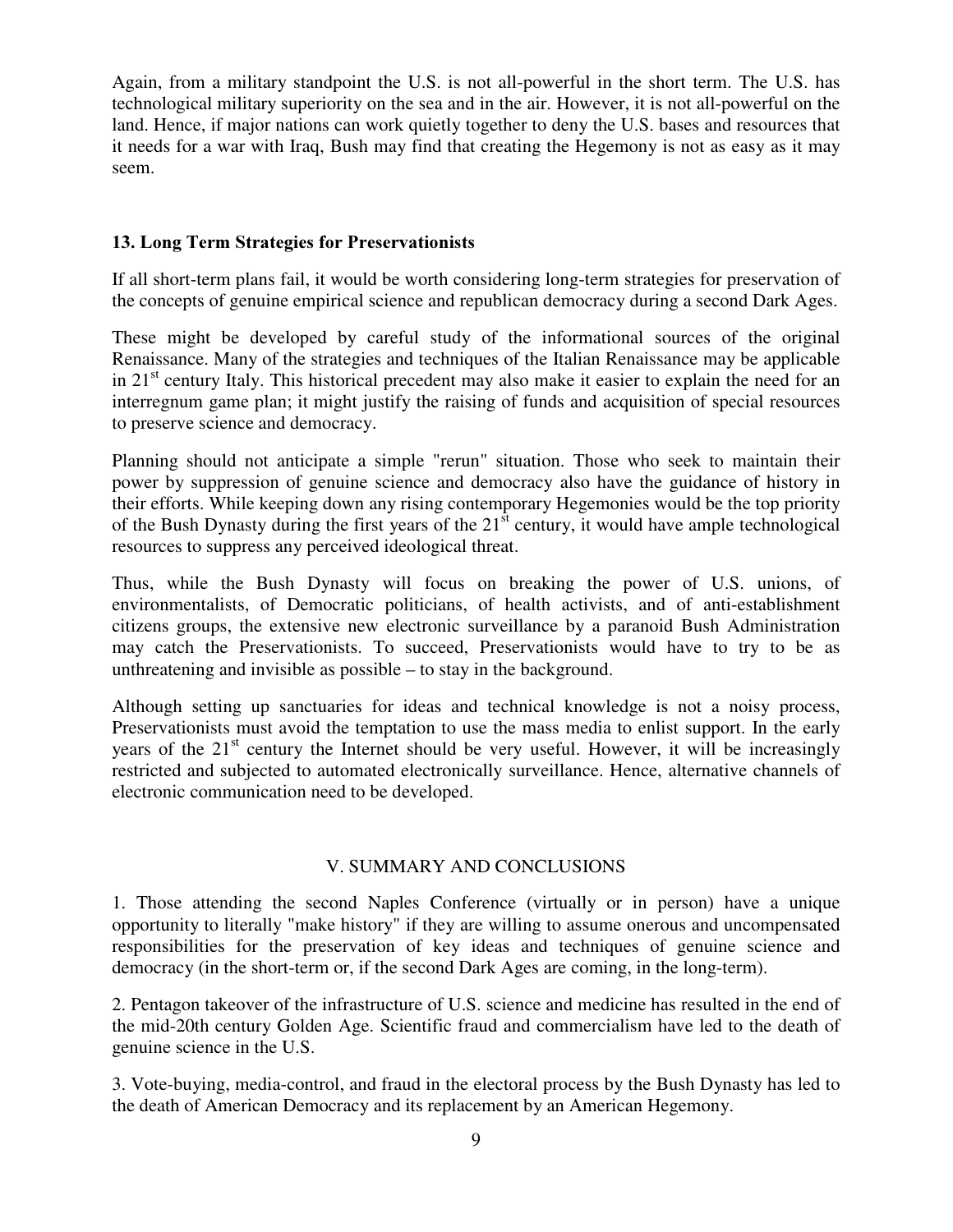Again, from a military standpoint the U.S. is not all-powerful in the short term. The U.S. has technological military superiority on the sea and in the air. However, it is not all-powerful on the land. Hence, if major nations can work quietly together to deny the U.S. bases and resources that it needs for a war with Iraq, Bush may find that creating the Hegemony is not as easy as it may seem.

### 13. Long Term Strategies for Preservationists

If all short-term plans fail, it would be worth considering long-term strategies for preservation of the concepts of genuine empirical science and republican democracy during a second Dark Ages.

These might be developed by careful study of the informational sources of the original Renaissance. Many of the strategies and techniques of the Italian Renaissance may be applicable in 21st century Italy. This historical precedent may also make it easier to explain the need for an interregnum game plan; it might justify the raising of funds and acquisition of special resources to preserve science and democracy.

Planning should not anticipate a simple "rerun" situation. Those who seek to maintain their power by suppression of genuine science and democracy also have the guidance of history in their efforts. While keeping down any rising contemporary Hegemonies would be the top priority of the Bush Dynasty during the first years of the 21st century, it would have ample technological resources to suppress any perceived ideological threat.

Thus, while the Bush Dynasty will focus on breaking the power of U.S. unions, of environmentalists, of Democratic politicians, of health activists, and of anti-establishment citizens groups, the extensive new electronic surveillance by a paranoid Bush Administration may catch the Preservationists. To succeed, Preservationists would have to try to be as unthreatening and invisible as possible – to stay in the background.

Although setting up sanctuaries for ideas and technical knowledge is not a noisy process, Preservationists must avoid the temptation to use the mass media to enlist support. In the early years of the 21st century the Internet should be very useful. However, it will be increasingly restricted and subjected to automated electronically surveillance. Hence, alternative channels of electronic communication need to be developed.

## V. SUMMARY AND CONCLUSIONS

1. Those attending the second Naples Conference (virtually or in person) have a unique opportunity to literally "make history" if they are willing to assume onerous and uncompensated responsibilities for the preservation of key ideas and techniques of genuine science and democracy (in the short-term or, if the second Dark Ages are coming, in the long-term).

2. Pentagon takeover of the infrastructure of U.S. science and medicine has resulted in the end of the mid-20th century Golden Age. Scientific fraud and commercialism have led to the death of genuine science in the U.S.

3. Vote-buying, media-control, and fraud in the electoral process by the Bush Dynasty has led to the death of American Democracy and its replacement by an American Hegemony.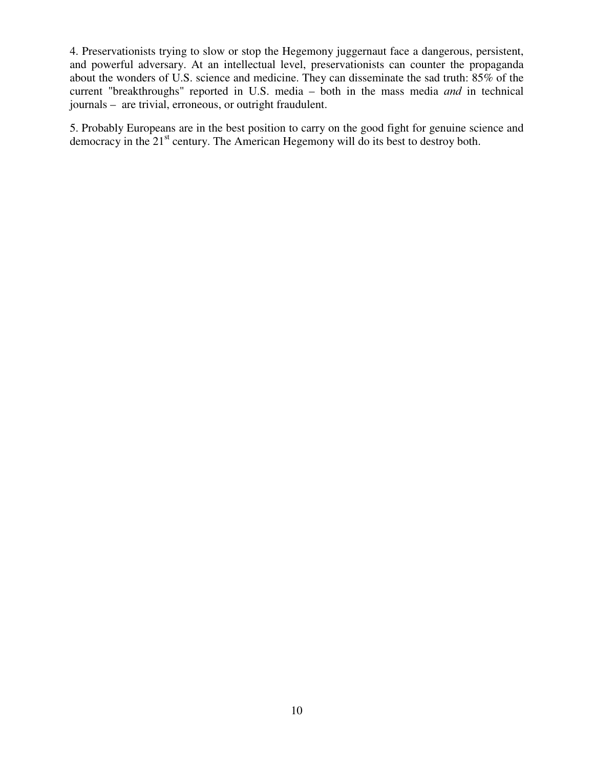4. Preservationists trying to slow or stop the Hegemony juggernaut face a dangerous, persistent, and powerful adversary. At an intellectual level, preservationists can counter the propaganda about the wonders of U.S. science and medicine. They can disseminate the sad truth: 85% of the current "breakthroughs" reported in U.S. media – both in the mass media *and* in technical journals – are trivial, erroneous, or outright fraudulent.

5. Probably Europeans are in the best position to carry on the good fight for genuine science and democracy in the 21st century. The American Hegemony will do its best to destroy both.